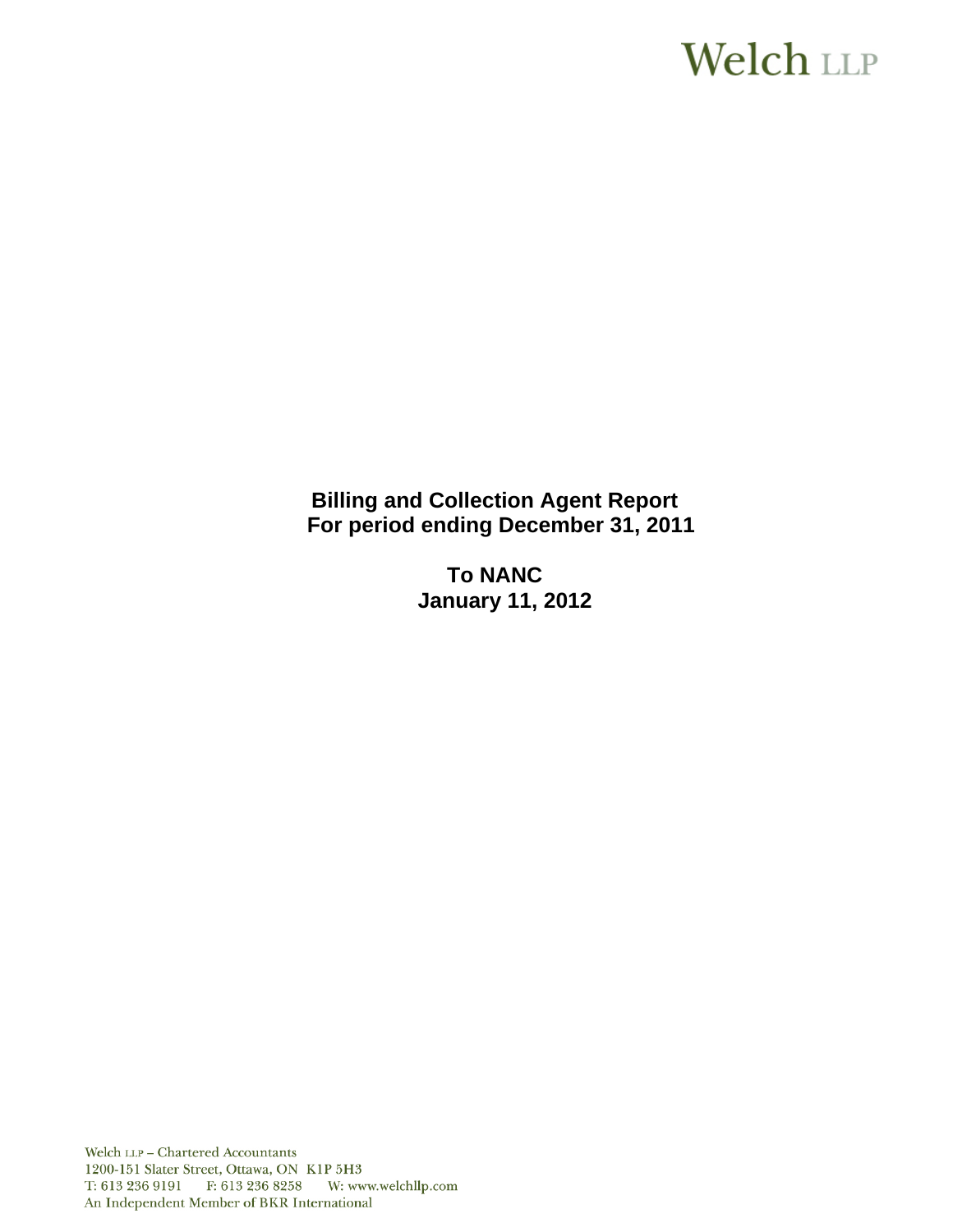Welch LLP

**Billing and Collection Agent Report**
**For period ending December 31, 2011**

**To NANC**
**January 11, 2012**

Welch LLP – Chartered Accountants
1200-151 Slater Street, Ottawa, ON K1P 5H3
T: 613 236 9191 F: 613 236 8258 W: www.welchllp.com
An Independent Member of BKR International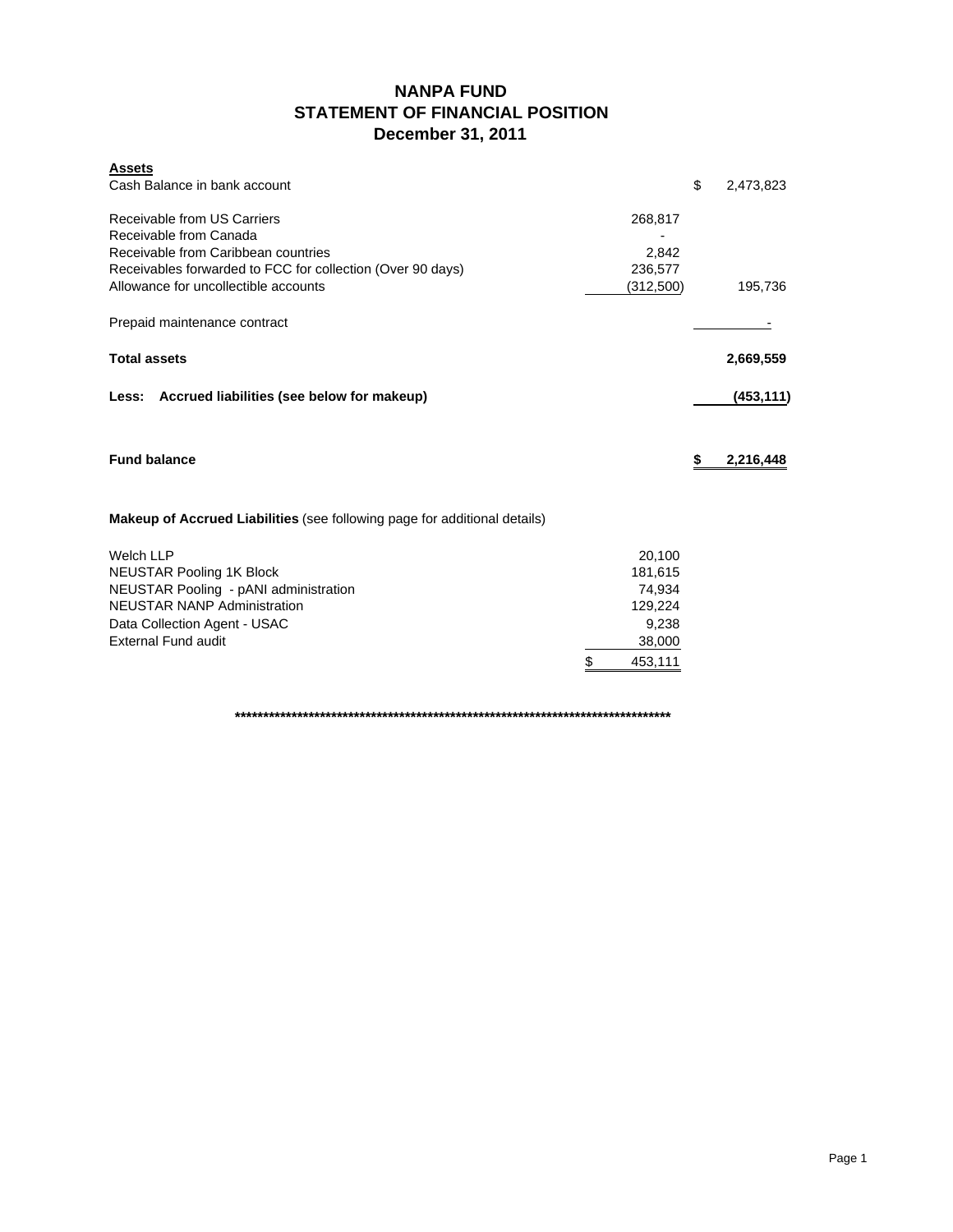# NANPA FUND
## STATEMENT OF FINANCIAL POSITION
## December 31, 2011

| **Assets** | | | |
|---|---|---|---|
| Cash Balance in bank account | | $ | 2,473,823 |
| | | | |
| Receivable from US Carriers | 268,817 | | |
| Receivable from Canada | - | | |
| Receivable from Caribbean countries | 2,842 | | |
| Receivables forwarded to FCC for collection (Over 90 days) | 236,577 | | |
| Allowance for uncollectible accounts | (312,500) | | 195,736 |
| | | | |
| Prepaid maintenance contract | | | - |
| | | | |
| **Total assets** | | | **2,669,559** |
| | | | |
| **Less: Accrued liabilities (see below for makeup)** | | | **(453,111)** |
| | | | |
| **Fund balance** | | **$** | **2,216,448** |

**Makeup of Accrued Liabilities** (see following page for additional details)

| | |
|---|---|
| Welch LLP | 20,100 |
| NEUSTAR Pooling 1K Block | 181,615 |
| NEUSTAR Pooling - pANI administration | 74,934 |
| NEUSTAR NANP Administration | 129,224 |
| Data Collection Agent - USAC | 9,238 |
| External Fund audit | 38,000 |
| | $ 453,111 |

**********************************************************************************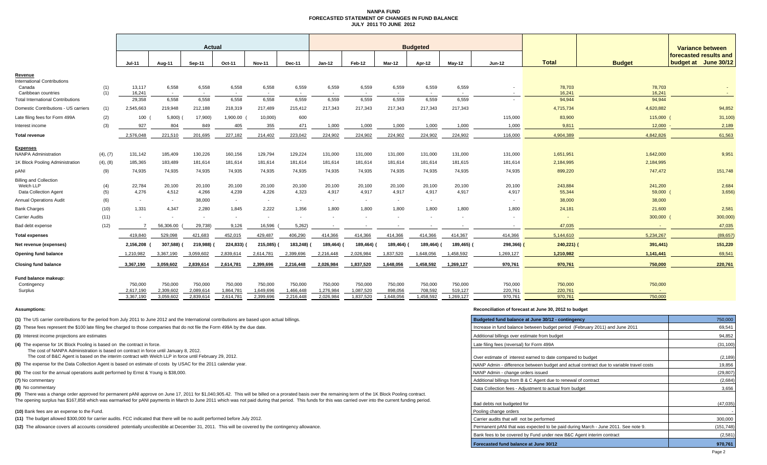# NANPA FUND
## FORECASTED STATEMENT OF CHANGES IN FUND BALANCE
### JULY 2011 TO JUNE 2012

| | | Actual | | | | | | Budgeted | | | | | | | | Variance between forecasted results and budget at June 30/12 |
|---|---|---|---|---|---|---|---|---|---|---|---|---|---|---|---|---|
| | | Jul-11 | Aug-11 | Sep-11 | Oct-11 | Nov-11 | Dec-11 | Jan-12 | Feb-12 | Mar-12 | Apr-12 | May-12 | Jun-12 | Total | Budget | |
| **Revenue** | | | | | | | | | | | | | | | | |
| International Contributions | | | | | | | | | | | | | | | | |
| Canada | (1) | 13,117 | 6,558 | 6,558 | 6,558 | 6,558 | 6,559 | 6,559 | 6,559 | 6,559 | 6,559 | 6,559 | - | 78,703 | 78,703 | - |
| Caribbean countries | (1) | 16,241 | - | - | - | - | - | - | - | - | - | - | - | 16,241 | 16,241 | - |
| Total International Contributions | | 29,358 | 6,558 | 6,558 | 6,558 | 6,558 | 6,559 | 6,559 | 6,559 | 6,559 | 6,559 | 6,559 | - | 94,944 | 94,944 | |
| Domestic Contributions - US carriers | (1) | 2,545,663 | 219,948 | 212,188 | 218,319 | 217,489 | 215,412 | 217,343 | 217,343 | 217,343 | 217,343 | 217,343 | | 4,715,734 | 4,620,882 | 94,852 |
| Late filing fees for Form 499A | (2) | 100 | (5,800) | (17,900) | 1,900.00 | (10,000) | 600 | | | | | | 115,000 | 83,900 | 115,000 | (31,100) |
| Interest income | (3) | 927 | 804 | 849 | 405 | 355 | 471 | 1,000 | 1,000 | 1,000 | 1,000 | 1,000 | 1,000 | 9,811 | 12,000 | - 2,189 |
| **Total revenue** | | 2,576,048 | 221,510 | 201,695 | 227,182 | 214,402 | 223,042 | 224,902 | 224,902 | 224,902 | 224,902 | 224,902 | 116,000 | 4,904,389 | 4,842,826 | 61,563 |
| **Expenses** | | | | | | | | | | | | | | | | |
| NANPA Administration | (4), (7) | 131,142 | 185,409 | 130,226 | 160,156 | 129,794 | 129,224 | 131,000 | 131,000 | 131,000 | 131,000 | 131,000 | 131,000 | 1,651,951 | 1,642,000 | 9,951 |
| 1K Block Pooling Administration | (4), (8) | 185,365 | 183,489 | 181,614 | 181,614 | 181,614 | 181,614 | 181,614 | 181,614 | 181,614 | 181,614 | 181,615 | 181,614 | 2,184,995 | 2,184,995 | |
| pANI | (9) | 74,935 | 74,935 | 74,935 | 74,935 | 74,935 | 74,935 | 74,935 | 74,935 | 74,935 | 74,935 | 74,935 | 74,935 | 899,220 | 747,472 | 151,748 |
| Billing and Collection | | | | | | | | | | | | | | | | |
| Welch LLP | (4) | 22,784 | 20,100 | 20,100 | 20,100 | 20,100 | 20,100 | 20,100 | 20,100 | 20,100 | 20,100 | 20,100 | 20,100 | 243,884 | 241,200 | 2,684 |
| Data Collection Agent | (5) | 4,276 | 4,512 | 4,266 | 4,239 | 4,226 | 4,323 | 4,917 | 4,917 | 4,917 | 4,917 | 4,917 | 4,917 | 55,344 | 59,000 | (3,656) |
| Annual Operations Audit | (6) | - | - | 38,000 | - | - | - | - | - | - | - | | - | 38,000 | 38,000 | |
| Bank Charges | (10) | 1,331 | 4,347 | 2,280 | 1,845 | 2,222 | 1,356 | 1,800 | 1,800 | 1,800 | 1,800 | 1,800 | 1,800 | 24,181 | 21,600 | 2,581 |
| Carrier Audits | (11) | - | - | - | - | - | - | - | - | - | - | - | - | - | 300,000 | (300,000) |
| Bad debt expense | (12) | 7 | 56,306.00 | (29,738) | 9,126 | 16,596 | (5,262) | - | - | - | - | - | - | 47,035 | - | 47,035 |
| **Total expenses** | | 419,840 | 529,098 | 421,683 | 452,015 | 429,487 | 406,290 | 414,366 | 414,366 | 414,366 | 414,366 | 414,367 | 414,366 | 5,144,610 | 5,234,267 | (89,657) |
| **Net revenue (expenses)** | | 2,156,208 | (307,588) | (219,988) | (224,833) | (215,085) | (183,248) | (189,464) | (189,464) | (189,464) | (189,464) | (189,465) | (298,366) | (240,221) | (391,441) | 151,220 |
| **Opening fund balance** | | 1,210,982 | 3,367,190 | 3,059,602 | 2,839,614 | 2,614,781 | 2,399,696 | 2,216,448 | 2,026,984 | 1,837,520 | 1,648,056 | 1,458,592 | 1,269,127 | 1,210,982 | 1,141,441 | 69,541 |
| **Closing fund balance** | | 3,367,190 | 3,059,602 | 2,839,614 | 2,614,781 | 2,399,696 | 2,216,448 | 2,026,984 | 1,837,520 | 1,648,056 | 1,458,592 | 1,269,127 | 970,761 | 970,761 | 750,000 | 220,761 |
| **Fund balance makeup:** | | | | | | | | | | | | | | | | |
| Contingency | | 750,000 | 750,000 | 750,000 | 750,000 | 750,000 | 750,000 | 750,000 | 750,000 | 750,000 | 750,000 | 750,000 | 750,000 | 750,000 | 750,000 | |
| Surplus | | 2,617,190 | 2,309,602 | 2,089,614 | 1,864,781 | 1,649,696 | 1,466,448 | 1,276,984 | 1,087,520 | 898,056 | 708,592 | 519,127 | 220,761 | 220,761 | - | |
| | | 3,367,190 | 3,059,602 | 2,839,614 | 2,614,781 | 2,399,696 | 2,216,448 | 2,026,984 | 1,837,520 | 1,648,056 | 1,458,592 | 1,269,127 | 970,761 | 970,761 | 750,000 | |

**Assumptions:**

**(1)** The US carrier contributions for the period from July 2011 to June 2012 and the International contributions are based upon actual billings.

**(2)** These fees represent the $100 late filing fee charged to those companies that do not file the Form 499A by the due date.

**(3)** Interest income projections are estimates

**(4)** The expense for 1K Block Pooling is based on the contract in force.
The cost of NANPA Administration is based on contract in force until January 8, 2012.
The cost of B&C Agent is based on the interim contract with Welch LLP in force until February 29, 2012.

**(5)** The expense for the Data Collection Agent is based on estimate of costs by USAC for the 2011 calendar year.

**(6)** The cost for the annual operations audit performed by Ernst & Young is $38,000.

**(7)** No commentary

**(8)** No commentary

**(9)** There was a change order approved for permanent pANI approve on June 17, 2011 for $1,040,905.42. This will be billed on a prorated basis over the remaining term of the 1K Block Pooling contract.
The opening surplus has $167,858 which was earmarked for pANI payments in March to June 2011 which was not paid during that period. This funds for this was carried over into the current funding period.

**(10)** Bank fees are an expense to the Fund.

**(11)** The budget allowed $300,000 for carrier audits. FCC indicated that there will be no audit performed before July 2012.

**(12)** The allowance covers all accounts considered potentially uncollectible at December 31, 2011. This will be covered by the contingency allowance.

**Reconciliation of forecast at June 30, 2012 to budget**

| Item | Amount |
|---|---|
| **Budgeted fund balance at June 30/12 - contingency** | 750,000 |
| Increase in fund balance between budget period (February 2011) and June 2011 | 69,541 |
| Additional billings over estimate from budget | 94,852 |
| Late filing fees (reversal) for Form 499A | (31,100) |
| Over estimate of interest earned to date compared to budget | (2,189) |
| NANP Admin - difference between budget and actual contract due to variable travel costs | 19,856 |
| NANP Admin - change orders issued | (29,807) |
| Additional billings from B & C Agent due to renewal of contract | (2,684) |
| Data Collection fees - Adjustment to actual from budget | 3,656 |
| Bad debts not budgeted for | (47,035) |
| Pooling change orders | - |
| Carrier audits that will not be performed | 300,000 |
| Permanent pANi that was expected to be paid during March - June 2011. See note 9. | (151,748) |
| Bank fees to be covered by Fund under new B&C Agent interim contract | (2,581) |
| **Forecasted fund balance at June 30/12** | **970,761** |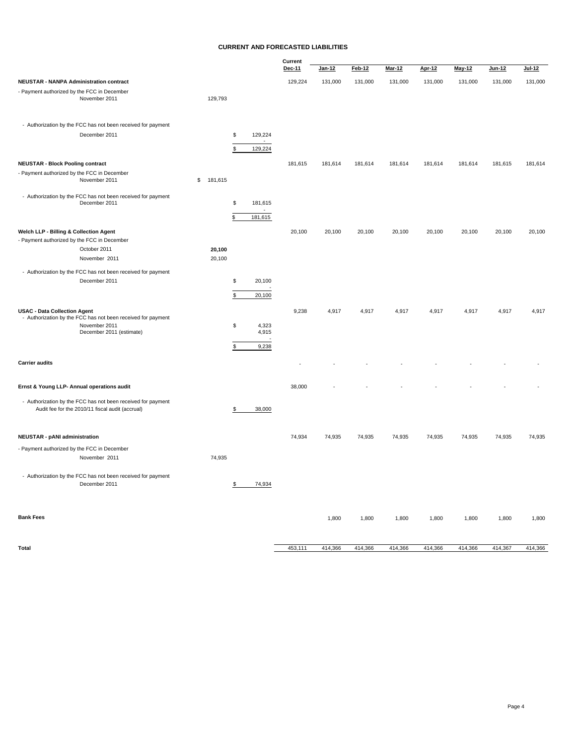# CURRENT AND FORECASTED LIABILITIES

| | | | Current Dec-11 | Jan-12 | Feb-12 | Mar-12 | Apr-12 | May-12 | Jun-12 | Jul-12 |
|---|---|---|---|---|---|---|---|---|---|---|
| **NEUSTAR - NANPA Administration contract** | | | 129,224 | 131,000 | 131,000 | 131,000 | 131,000 | 131,000 | 131,000 | 131,000 |
| - Payment authorized by the FCC in December | | | | | | | | | | |
| November 2011 | 129,793 | | | | | | | | | |
| - Authorization by the FCC has not been received for payment | | | | | | | | | | |
| December 2011 | | $ 129,224 | | | | | | | | |
| | | - | | | | | | | | |
| | | $ 129,224 | | | | | | | | |
| **NEUSTAR - Block Pooling contract** | | | 181,615 | 181,614 | 181,614 | 181,614 | 181,614 | 181,614 | 181,615 | 181,614 |
| - Payment authorized by the FCC in December | | | | | | | | | | |
| November 2011 | $ 181,615 | | | | | | | | | |
| - Authorization by the FCC has not been received for payment | | | | | | | | | | |
| December 2011 | | $ 181,615 | | | | | | | | |
| | | - | | | | | | | | |
| | | $ 181,615 | | | | | | | | |
| **Welch LLP - Billing & Collection Agent** | | | 20,100 | 20,100 | 20,100 | 20,100 | 20,100 | 20,100 | 20,100 | 20,100 |
| - Payment authorized by the FCC in December | | | | | | | | | | |
| October 2011 | **20,100** | | | | | | | | | |
| November 2011 | 20,100 | | | | | | | | | |
| - Authorization by the FCC has not been received for payment | | | | | | | | | | |
| December 2011 | | $ 20,100 | | | | | | | | |
| | | - | | | | | | | | |
| | | $ 20,100 | | | | | | | | |
| **USAC - Data Collection Agent** | | | 9,238 | 4,917 | 4,917 | 4,917 | 4,917 | 4,917 | 4,917 | 4,917 |
| - Authorization by the FCC has not been received for payment | | | | | | | | | | |
| November 2011 | | $ 4,323 | | | | | | | | |
| December 2011 (estimate) | | 4,915 | | | | | | | | |
| | | - | | | | | | | | |
| | | $ 9,238 | | | | | | | | |
| **Carrier audits** | | | - | - | - | - | - | - | - | - |
| **Ernst & Young LLP- Annual operations audit** | | | 38,000 | - | - | - | - | - | - | - |
| - Authorization by the FCC has not been received for payment | | | | | | | | | | |
| Audit fee for the 2010/11 fiscal audit (accrual) | | $ 38,000 | | | | | | | | |
| **NEUSTAR - pANI administration** | | | 74,934 | 74,935 | 74,935 | 74,935 | 74,935 | 74,935 | 74,935 | 74,935 |
| - Payment authorized by the FCC in December | | | | | | | | | | |
| November 2011 | 74,935 | | | | | | | | | |
| - Authorization by the FCC has not been received for payment | | | | | | | | | | |
| December 2011 | | $ 74,934 | | | | | | | | |
| **Bank Fees** | | | | 1,800 | 1,800 | 1,800 | 1,800 | 1,800 | 1,800 | 1,800 |
| **Total** | | | 453,111 | 414,366 | 414,366 | 414,366 | 414,366 | 414,366 | 414,367 | 414,366 |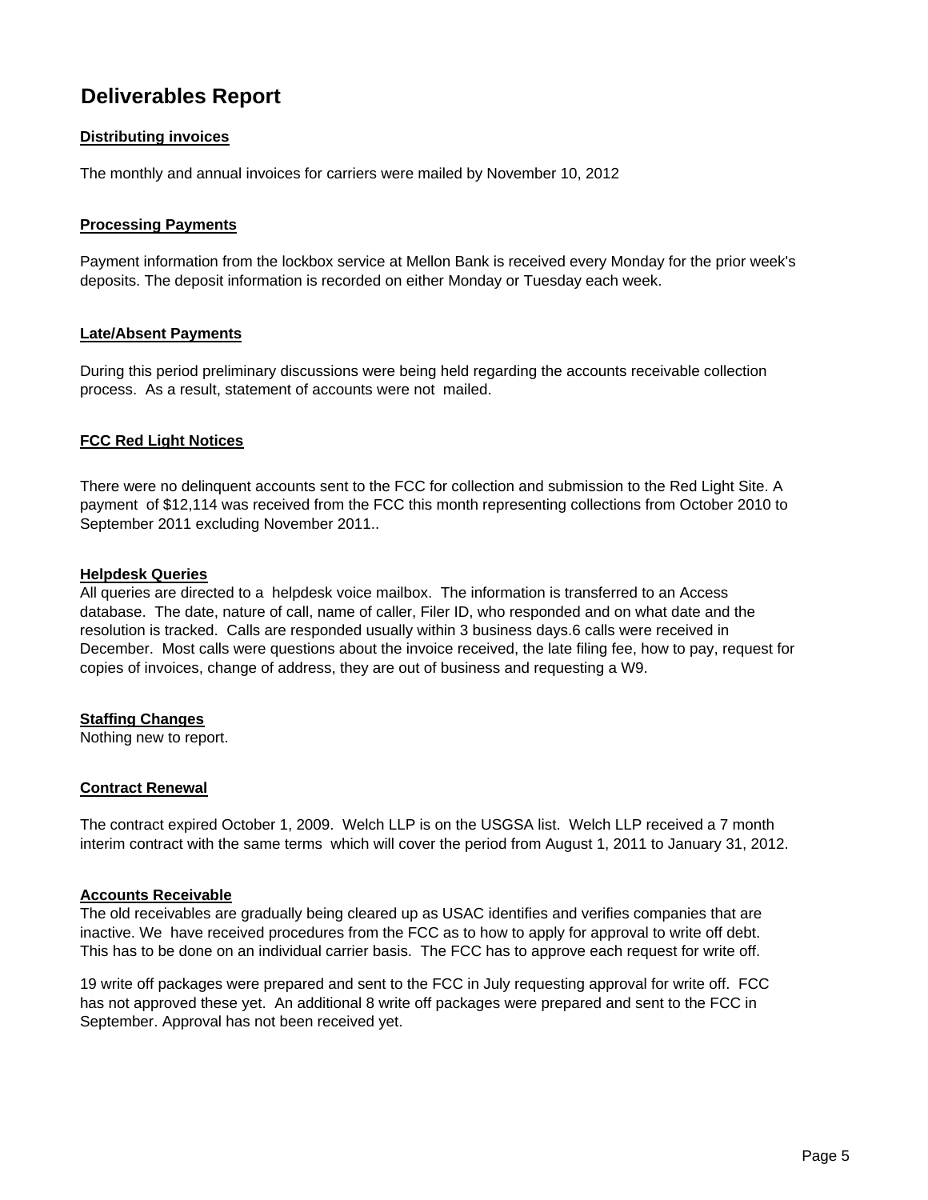# Deliverables Report

**Distributing invoices**

The monthly and annual invoices for carriers were mailed by November 10, 2012

**Processing Payments**

Payment information from the lockbox service at Mellon Bank is received every Monday for the prior week's deposits. The deposit information is recorded on either Monday or Tuesday each week.

**Late/Absent Payments**

During this period preliminary discussions were being held regarding the accounts receivable collection process. As a result, statement of accounts were not mailed.

**FCC Red Light Notices**

There were no delinquent accounts sent to the FCC for collection and submission to the Red Light Site. A payment of $12,114 was received from the FCC this month representing collections from October 2010 to September 2011 excluding November 2011..

**Helpdesk Queries**

All queries are directed to a helpdesk voice mailbox. The information is transferred to an Access database. The date, nature of call, name of caller, Filer ID, who responded and on what date and the resolution is tracked. Calls are responded usually within 3 business days.6 calls were received in December. Most calls were questions about the invoice received, the late filing fee, how to pay, request for copies of invoices, change of address, they are out of business and requesting a W9.

**Staffing Changes**

Nothing new to report.

**Contract Renewal**

The contract expired October 1, 2009. Welch LLP is on the USGSA list. Welch LLP received a 7 month interim contract with the same terms which will cover the period from August 1, 2011 to January 31, 2012.

**Accounts Receivable**

The old receivables are gradually being cleared up as USAC identifies and verifies companies that are inactive. We have received procedures from the FCC as to how to apply for approval to write off debt. This has to be done on an individual carrier basis. The FCC has to approve each request for write off.

19 write off packages were prepared and sent to the FCC in July requesting approval for write off. FCC has not approved these yet. An additional 8 write off packages were prepared and sent to the FCC in September. Approval has not been received yet.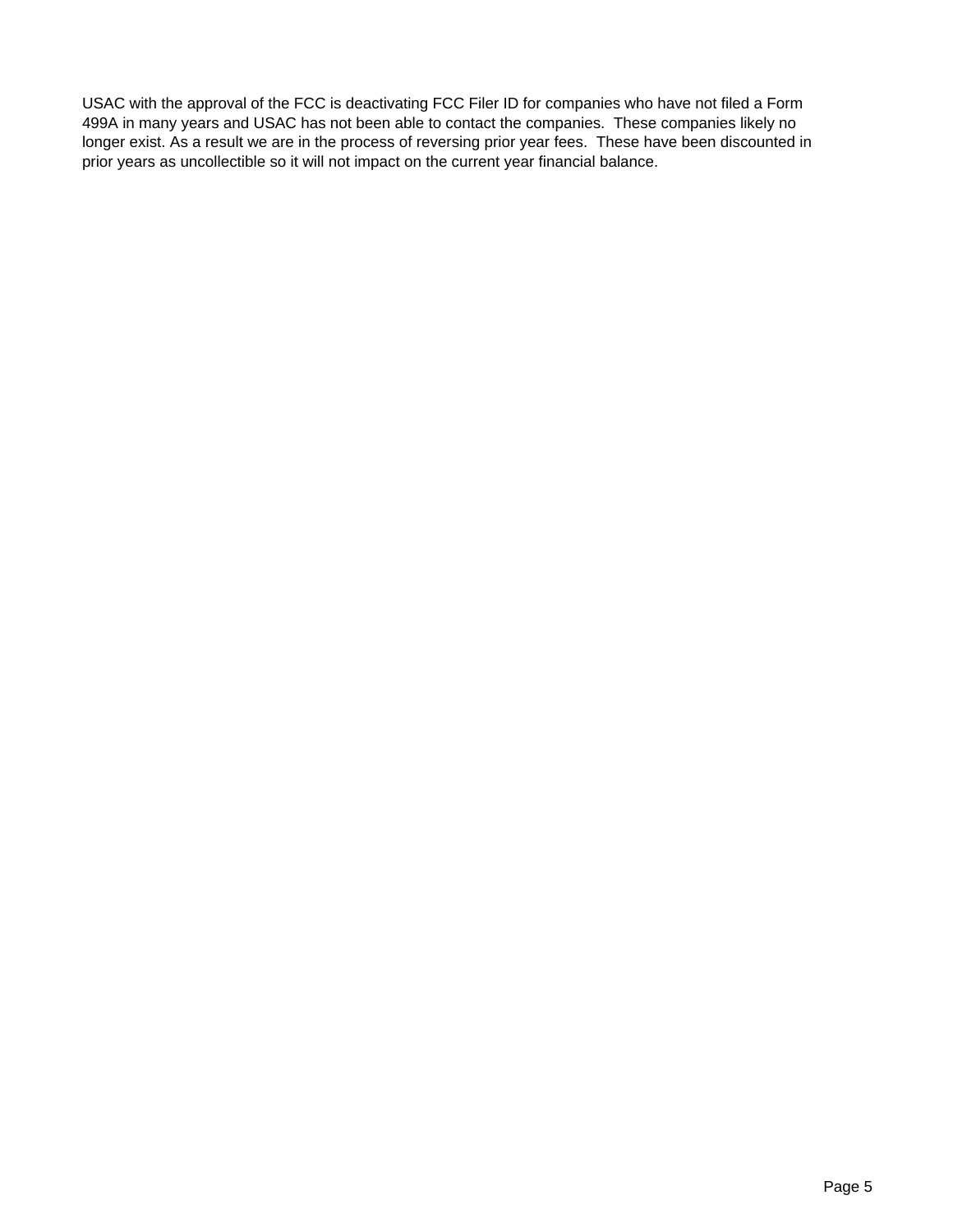USAC with the approval of the FCC is deactivating FCC Filer ID for companies who have not filed a Form 499A in many years and USAC has not been able to contact the companies. These companies likely no longer exist. As a result we are in the process of reversing prior year fees. These have been discounted in prior years as uncollectible so it will not impact on the current year financial balance.